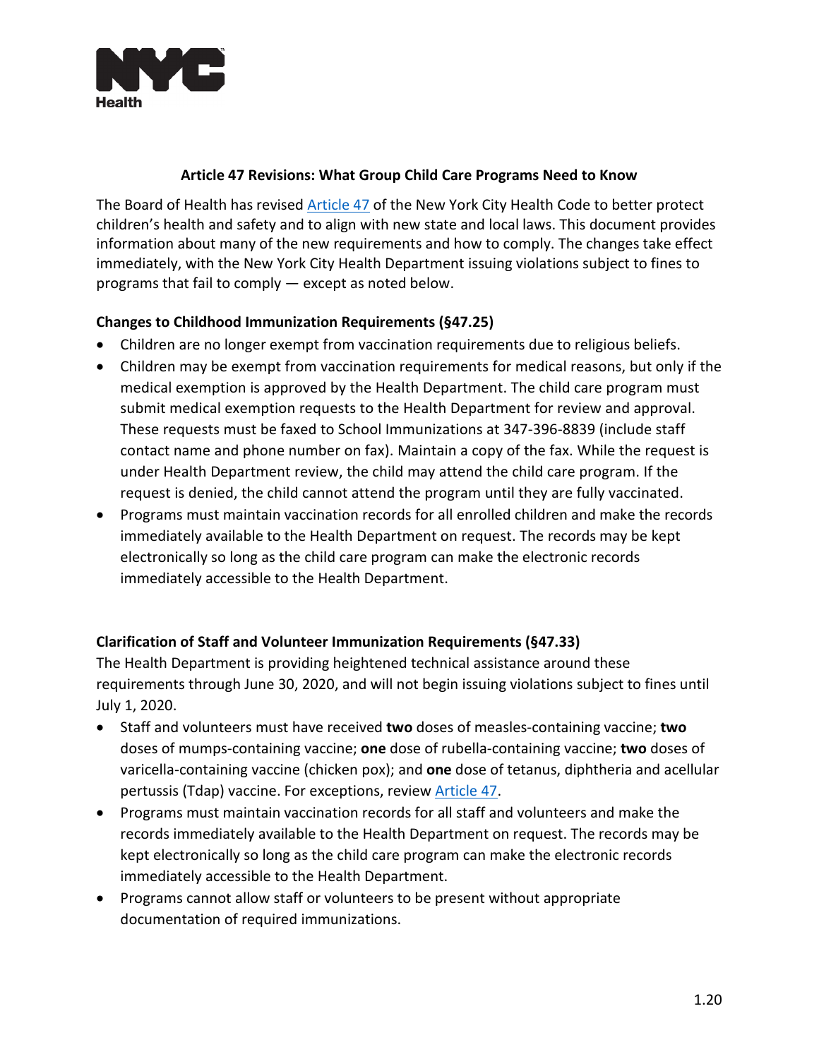# Article 47 Revisions: What Group Child Care Programs Need to Know

The Board of Health has revised Article 47 of the New York City Health Code to better protect children's health and safety and to align with new state and local laws. This document provides information about many of the new requirements and how to comply. The changes take effect immediately, with the New York City Health Department issuing violations subject to fines to programs that fail to comply — except as noted below.

## Changes to Childhood Immunization Requirements (§47.25)

- Children are no longer exempt from vaccination requirements due to religious beliefs.
- Children may be exempt from vaccination requirements for medical reasons, but only if the medical exemption is approved by the Health Department. The child care program must submit medical exemption requests to the Health Department for review and approval. These requests must be faxed to School Immunizations at 347-396-8839 (include staff contact name and phone number on fax). Maintain a copy of the fax. While the request is under Health Department review, the child may attend the child care program. If the request is denied, the child cannot attend the program until they are fully vaccinated.
- Programs must maintain vaccination records for all enrolled children and make the records immediately available to the Health Department on request. The records may be kept electronically so long as the child care program can make the electronic records immediately accessible to the Health Department.

## Clarification of Staff and Volunteer Immunization Requirements (§47.33)

The Health Department is providing heightened technical assistance around these requirements through June 30, 2020, and will not begin issuing violations subject to fines until July 1, 2020.

- Staff and volunteers must have received **two** doses of measles-containing vaccine; **two** doses of mumps-containing vaccine; **one** dose of rubella-containing vaccine; **two** doses of varicella-containing vaccine (chicken pox); and **one** dose of tetanus, diphtheria and acellular pertussis (Tdap) vaccine. For exceptions, review Article 47.
- Programs must maintain vaccination records for all staff and volunteers and make the records immediately available to the Health Department on request. The records may be kept electronically so long as the child care program can make the electronic records immediately accessible to the Health Department.
- Programs cannot allow staff or volunteers to be present without appropriate documentation of required immunizations.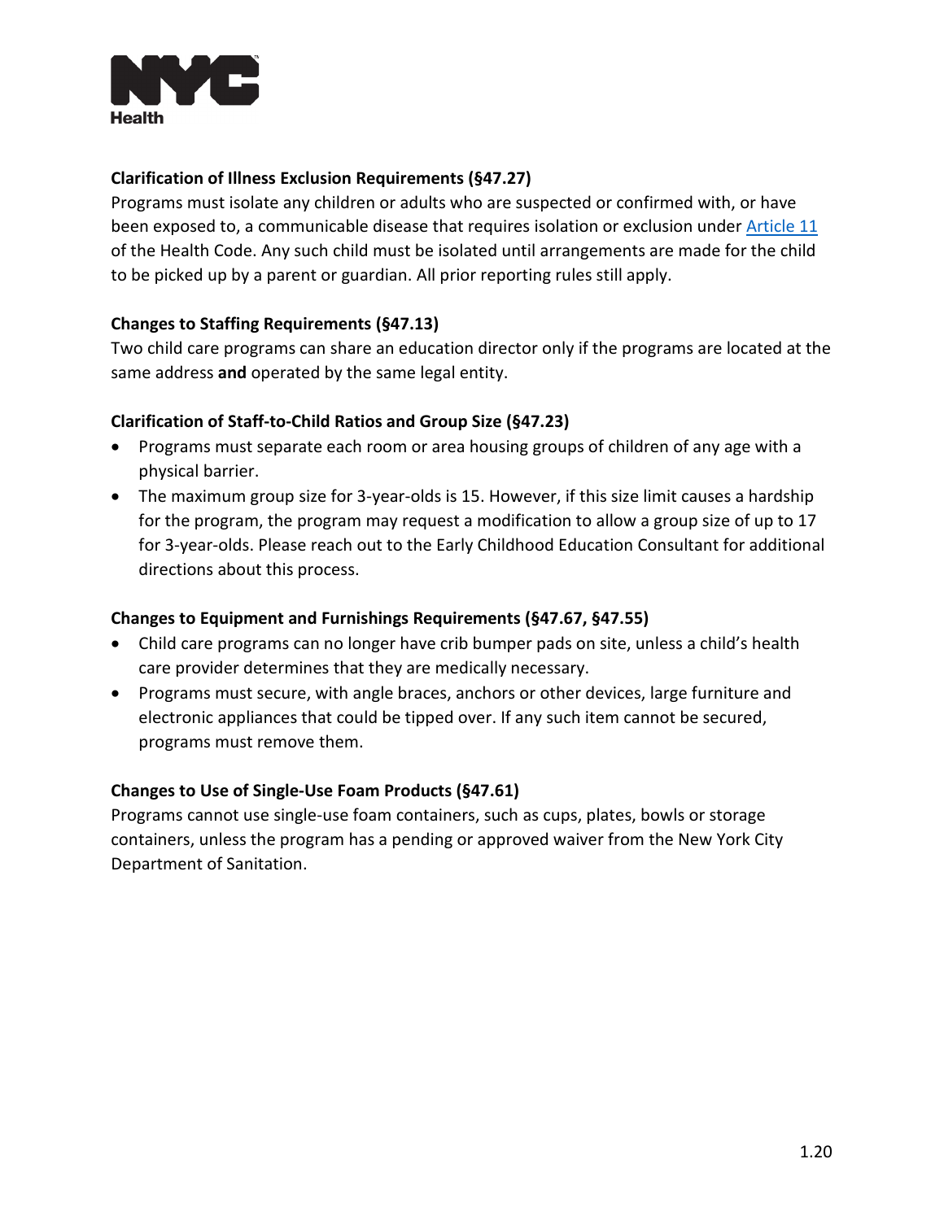### Clarification of Illness Exclusion Requirements (§47.27)

Programs must isolate any children or adults who are suspected or confirmed with, or have been exposed to, a communicable disease that requires isolation or exclusion under Article 11 of the Health Code. Any such child must be isolated until arrangements are made for the child to be picked up by a parent or guardian. All prior reporting rules still apply.

### Changes to Staffing Requirements (§47.13)

Two child care programs can share an education director only if the programs are located at the same address **and** operated by the same legal entity.

### Clarification of Staff-to-Child Ratios and Group Size (§47.23)

- Programs must separate each room or area housing groups of children of any age with a physical barrier.
- The maximum group size for 3-year-olds is 15. However, if this size limit causes a hardship for the program, the program may request a modification to allow a group size of up to 17 for 3-year-olds. Please reach out to the Early Childhood Education Consultant for additional directions about this process.

### Changes to Equipment and Furnishings Requirements (§47.67, §47.55)

- Child care programs can no longer have crib bumper pads on site, unless a child's health care provider determines that they are medically necessary.
- Programs must secure, with angle braces, anchors or other devices, large furniture and electronic appliances that could be tipped over. If any such item cannot be secured, programs must remove them.

### Changes to Use of Single-Use Foam Products (§47.61)

Programs cannot use single-use foam containers, such as cups, plates, bowls or storage containers, unless the program has a pending or approved waiver from the New York City Department of Sanitation.